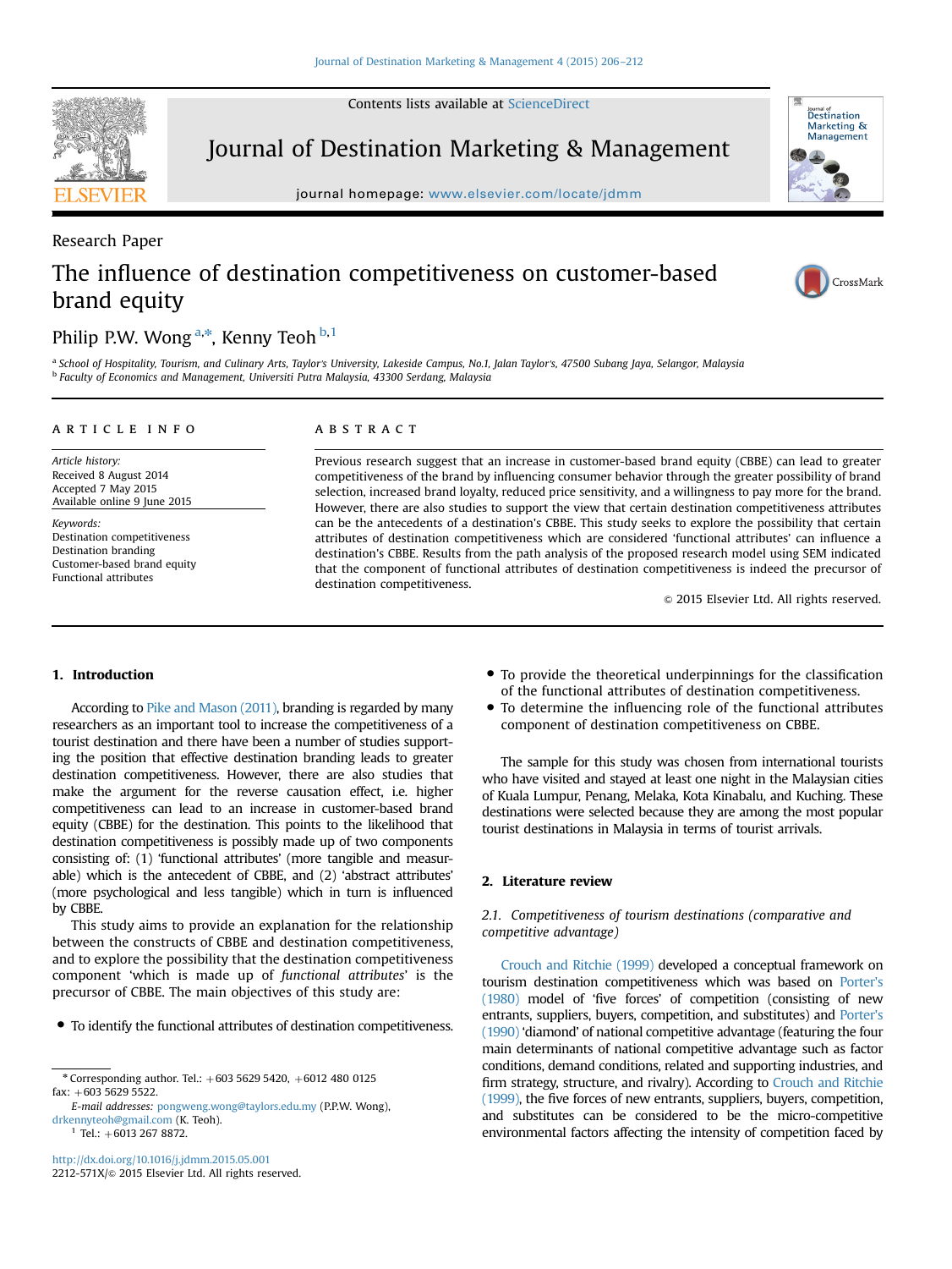Research Paper

# The influence of destination competitiveness on customer-based brand equity

Philip P.W. Wong [a,*], Kenny Teoh [b,1]

[a] School of Hospitality, Tourism, and Culinary Arts, Taylor's University, Lakeside Campus, No.1, Jalan Taylor's, 47500 Subang Jaya, Selangor, Malaysia
[b] Faculty of Economics and Management, Universiti Putra Malaysia, 43300 Serdang, Malaysia

**ARTICLE INFO**

*Article history:*
Received 8 August 2014
Accepted 7 May 2015
Available online 9 June 2015

*Keywords:*
Destination competitiveness
Destination branding
Customer-based brand equity
Functional attributes

**ABSTRACT**

Previous research suggest that an increase in customer-based brand equity (CBBE) can lead to greater competitiveness of the brand by influencing consumer behavior through the greater possibility of brand selection, increased brand loyalty, reduced price sensitivity, and a willingness to pay more for the brand. However, there are also studies to support the view that certain destination competitiveness attributes can be the antecedents of a destination's CBBE. This study seeks to explore the possibility that certain attributes of destination competitiveness which are considered 'functional attributes' can influence a destination's CBBE. Results from the path analysis of the proposed research model using SEM indicated that the component of functional attributes of destination competitiveness is indeed the precursor of destination competitiveness.

© 2015 Elsevier Ltd. All rights reserved.

## 1. Introduction

According to Pike and Mason (2011), branding is regarded by many researchers as an important tool to increase the competitiveness of a tourist destination and there have been a number of studies supporting the position that effective destination branding leads to greater destination competitiveness. However, there are also studies that make the argument for the reverse causation effect, i.e. higher competitiveness can lead to an increase in customer-based brand equity (CBBE) for the destination. This points to the likelihood that destination competitiveness is possibly made up of two components consisting of: (1) 'functional attributes' (more tangible and measurable) which is the antecedent of CBBE, and (2) 'abstract attributes' (more psychological and less tangible) which in turn is influenced by CBBE.

This study aims to provide an explanation for the relationship between the constructs of CBBE and destination competitiveness, and to explore the possibility that the destination competitiveness component 'which is made up of *functional attributes*' is the precursor of CBBE. The main objectives of this study are:

- To identify the functional attributes of destination competitiveness.
- To provide the theoretical underpinnings for the classification of the functional attributes of destination competitiveness.
- To determine the influencing role of the functional attributes component of destination competitiveness on CBBE.

The sample for this study was chosen from international tourists who have visited and stayed at least one night in the Malaysian cities of Kuala Lumpur, Penang, Melaka, Kota Kinabalu, and Kuching. These destinations were selected because they are among the most popular tourist destinations in Malaysia in terms of tourist arrivals.

## 2. Literature review

### 2.1. Competitiveness of tourism destinations (comparative and competitive advantage)

Crouch and Ritchie (1999) developed a conceptual framework on tourism destination competitiveness which was based on Porter's (1980) model of 'five forces' of competition (consisting of new entrants, suppliers, buyers, competition, and substitutes) and Porter's (1990) 'diamond' of national competitive advantage (featuring the four main determinants of national competitive advantage such as factor conditions, demand conditions, related and supporting industries, and firm strategy, structure, and rivalry). According to Crouch and Ritchie (1999), the five forces of new entrants, suppliers, buyers, competition, and substitutes can be considered to be the micro-competitive environmental factors affecting the intensity of competition faced by

---

* Corresponding author. Tel.: +603 5629 5420, +6012 480 0125 fax: +603 5629 5522.
*E-mail addresses:* pongweng.wong@taylors.edu.my (P.P.W. Wong), drkennyteoh@gmail.com (K. Teoh).
[1] Tel.: +6013 267 8872.

http://dx.doi.org/10.1016/j.jdmm.2015.05.001
2212-571X/© 2015 Elsevier Ltd. All rights reserved.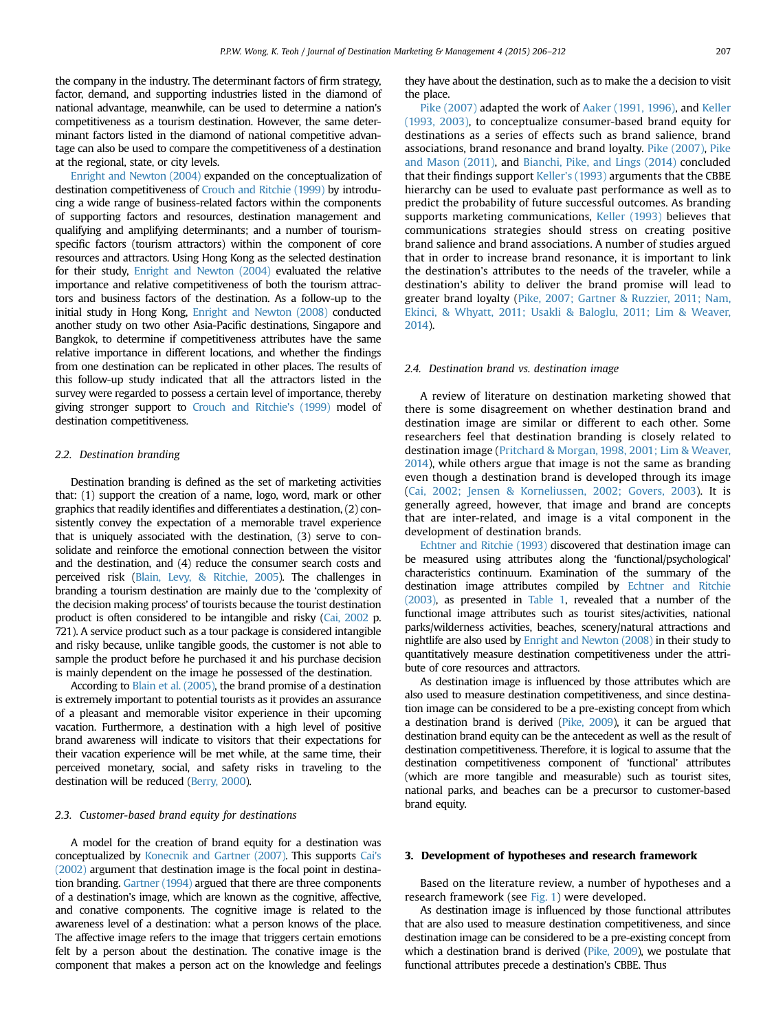the company in the industry. The determinant factors of firm strategy, factor, demand, and supporting industries listed in the diamond of national advantage, meanwhile, can be used to determine a nation's competitiveness as a tourism destination. However, the same determinant factors listed in the diamond of national competitive advantage can also be used to compare the competitiveness of a destination at the regional, state, or city levels.

Enright and Newton (2004) expanded on the conceptualization of destination competitiveness of Crouch and Ritchie (1999) by introducing a wide range of business-related factors within the components of supporting factors and resources, destination management and qualifying and amplifying determinants; and a number of tourism-specific factors (tourism attractors) within the component of core resources and attractors. Using Hong Kong as the selected destination for their study, Enright and Newton (2004) evaluated the relative importance and relative competitiveness of both the tourism attractors and business factors of the destination. As a follow-up to the initial study in Hong Kong, Enright and Newton (2008) conducted another study on two other Asia-Pacific destinations, Singapore and Bangkok, to determine if competitiveness attributes have the same relative importance in different locations, and whether the findings from one destination can be replicated in other places. The results of this follow-up study indicated that all the attractors listed in the survey were regarded to possess a certain level of importance, thereby giving stronger support to Crouch and Ritchie's (1999) model of destination competitiveness.

### 2.2. Destination branding

Destination branding is defined as the set of marketing activities that: (1) support the creation of a name, logo, word, mark or other graphics that readily identifies and differentiates a destination, (2) consistently convey the expectation of a memorable travel experience that is uniquely associated with the destination, (3) serve to consolidate and reinforce the emotional connection between the visitor and the destination, and (4) reduce the consumer search costs and perceived risk (Blain, Levy, & Ritchie, 2005). The challenges in branding a tourism destination are mainly due to the 'complexity of the decision making process' of tourists because the tourist destination product is often considered to be intangible and risky (Cai, 2002 p. 721). A service product such as a tour package is considered intangible and risky because, unlike tangible goods, the customer is not able to sample the product before he purchased it and his purchase decision is mainly dependent on the image he possessed of the destination.

According to Blain et al. (2005), the brand promise of a destination is extremely important to potential tourists as it provides an assurance of a pleasant and memorable visitor experience in their upcoming vacation. Furthermore, a destination with a high level of positive brand awareness will indicate to visitors that their expectations for their vacation experience will be met while, at the same time, their perceived monetary, social, and safety risks in traveling to the destination will be reduced (Berry, 2000).

### 2.3. Customer-based brand equity for destinations

A model for the creation of brand equity for a destination was conceptualized by Konecnik and Gartner (2007). This supports Cai's (2002) argument that destination image is the focal point in destination branding. Gartner (1994) argued that there are three components of a destination's image, which are known as the cognitive, affective, and conative components. The cognitive image is related to the awareness level of a destination: what a person knows of the place. The affective image refers to the image that triggers certain emotions felt by a person about the destination. The conative image is the component that makes a person act on the knowledge and feelings they have about the destination, such as to make the a decision to visit the place.

Pike (2007) adapted the work of Aaker (1991, 1996), and Keller (1993, 2003), to conceptualize consumer-based brand equity for destinations as a series of effects such as brand salience, brand associations, brand resonance and brand loyalty. Pike (2007), Pike and Mason (2011), and Bianchi, Pike, and Lings (2014) concluded that their findings support Keller's (1993) arguments that the CBBE hierarchy can be used to evaluate past performance as well as to predict the probability of future successful outcomes. As branding supports marketing communications, Keller (1993) believes that communications strategies should stress on creating positive brand salience and brand associations. A number of studies argued that in order to increase brand resonance, it is important to link the destination's attributes to the needs of the traveler, while a destination's ability to deliver the brand promise will lead to greater brand loyalty (Pike, 2007; Gartner & Ruzzier, 2011; Nam, Ekinci, & Whyatt, 2011; Usakli & Baloglu, 2011; Lim & Weaver, 2014).

### 2.4. Destination brand vs. destination image

A review of literature on destination marketing showed that there is some disagreement on whether destination brand and destination image are similar or different to each other. Some researchers feel that destination branding is closely related to destination image (Pritchard & Morgan, 1998, 2001; Lim & Weaver, 2014), while others argue that image is not the same as branding even though a destination brand is developed through its image (Cai, 2002; Jensen & Korneliussen, 2002; Govers, 2003). It is generally agreed, however, that image and brand are concepts that are inter-related, and image is a vital component in the development of destination brands.

Echtner and Ritchie (1993) discovered that destination image can be measured using attributes along the 'functional/psychological' characteristics continuum. Examination of the summary of the destination image attributes compiled by Echtner and Ritchie (2003), as presented in Table 1, revealed that a number of the functional image attributes such as tourist sites/activities, national parks/wilderness activities, beaches, scenery/natural attractions and nightlife are also used by Enright and Newton (2008) in their study to quantitatively measure destination competitiveness under the attribute of core resources and attractors.

As destination image is influenced by those attributes which are also used to measure destination competitiveness, and since destination image can be considered to be a pre-existing concept from which a destination brand is derived (Pike, 2009), it can be argued that destination brand equity can be the antecedent as well as the result of destination competitiveness. Therefore, it is logical to assume that the destination competitiveness component of 'functional' attributes (which are more tangible and measurable) such as tourist sites, national parks, and beaches can be a precursor to customer-based brand equity.

## 3. Development of hypotheses and research framework

Based on the literature review, a number of hypotheses and a research framework (see Fig. 1) were developed.

As destination image is influenced by those functional attributes that are also used to measure destination competitiveness, and since destination image can be considered to be a pre-existing concept from which a destination brand is derived (Pike, 2009), we postulate that functional attributes precede a destination's CBBE. Thus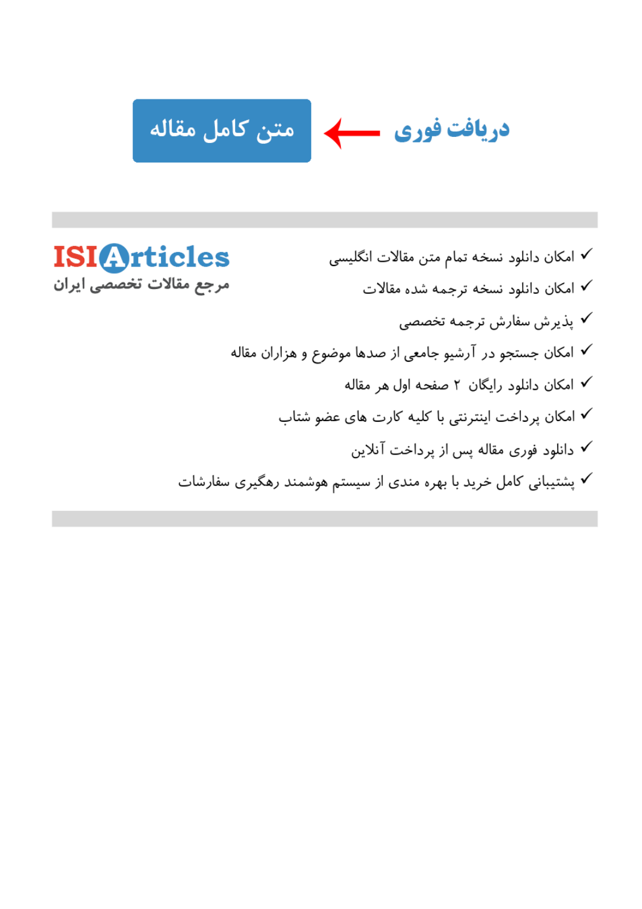دریافت فوری ← **متن کامل مقاله**

**ISIArticles**
مرجع مقالات تخصصی ایران

- ✓ امکان دانلود نسخه تمام متن مقالات انگلیسی
- ✓ امکان دانلود نسخه ترجمه شده مقالات
- ✓ پذیرش سفارش ترجمه تخصصی
- ✓ امکان جستجو در آرشیو جامعی از صدها موضوع و هزاران مقاله
- ✓ امکان دانلود رایگان ۲ صفحه اول هر مقاله
- ✓ امکان پرداخت اینترنتی با کلیه کارت های عضو شتاب
- ✓ دانلود فوری مقاله پس از پرداخت آنلاین
- ✓ پشتیبانی کامل خرید با بهره مندی از سیستم هوشمند رهگیری سفارشات